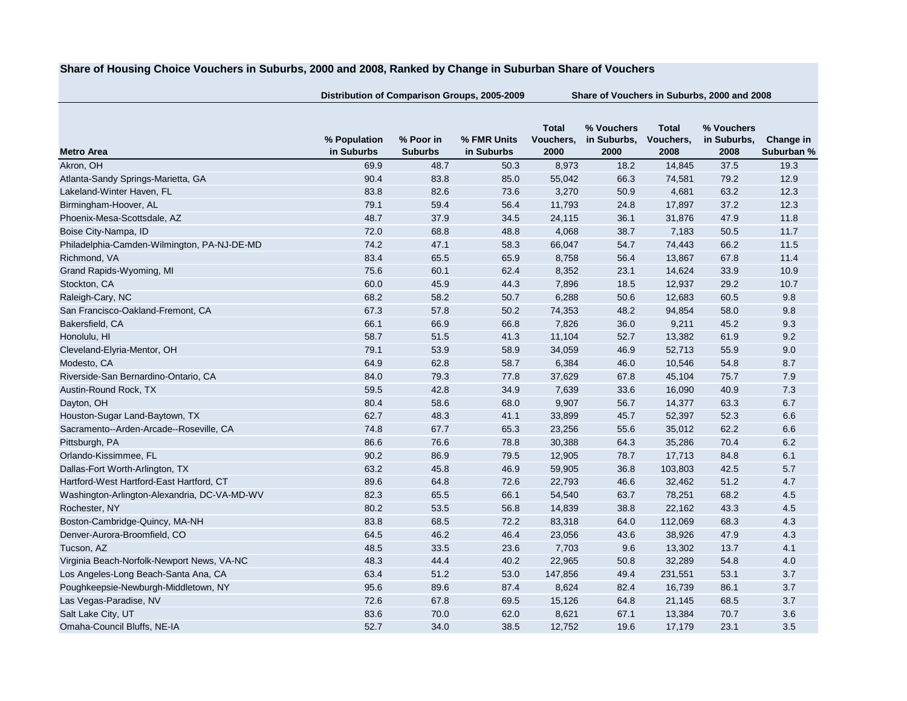**Share of Housing Choice Vouchers in Suburbs, 2000 and 2008, Ranked by Change in Suburban Share of Vouchers**

| | Distribution of Comparison Groups, 2005-2009 | | | Share of Vouchers in Suburbs, 2000 and 2008 | | | | |
|---|---|---|---|---|---|---|---|---|
| Metro Area | % Population in Suburbs | % Poor in Suburbs | % FMR Units in Suburbs | Total Vouchers, 2000 | % Vouchers in Suburbs, 2000 | Total Vouchers, 2008 | % Vouchers in Suburbs, 2008 | Change in Suburban % |
| Akron, OH | 69.9 | 48.7 | 50.3 | 8,973 | 18.2 | 14,845 | 37.5 | 19.3 |
| Atlanta-Sandy Springs-Marietta, GA | 90.4 | 83.8 | 85.0 | 55,042 | 66.3 | 74,581 | 79.2 | 12.9 |
| Lakeland-Winter Haven, FL | 83.8 | 82.6 | 73.6 | 3,270 | 50.9 | 4,681 | 63.2 | 12.3 |
| Birmingham-Hoover, AL | 79.1 | 59.4 | 56.4 | 11,793 | 24.8 | 17,897 | 37.2 | 12.3 |
| Phoenix-Mesa-Scottsdale, AZ | 48.7 | 37.9 | 34.5 | 24,115 | 36.1 | 31,876 | 47.9 | 11.8 |
| Boise City-Nampa, ID | 72.0 | 68.8 | 48.8 | 4,068 | 38.7 | 7,183 | 50.5 | 11.7 |
| Philadelphia-Camden-Wilmington, PA-NJ-DE-MD | 74.2 | 47.1 | 58.3 | 66,047 | 54.7 | 74,443 | 66.2 | 11.5 |
| Richmond, VA | 83.4 | 65.5 | 65.9 | 8,758 | 56.4 | 13,867 | 67.8 | 11.4 |
| Grand Rapids-Wyoming, MI | 75.6 | 60.1 | 62.4 | 8,352 | 23.1 | 14,624 | 33.9 | 10.9 |
| Stockton, CA | 60.0 | 45.9 | 44.3 | 7,896 | 18.5 | 12,937 | 29.2 | 10.7 |
| Raleigh-Cary, NC | 68.2 | 58.2 | 50.7 | 6,288 | 50.6 | 12,683 | 60.5 | 9.8 |
| San Francisco-Oakland-Fremont, CA | 67.3 | 57.8 | 50.2 | 74,353 | 48.2 | 94,854 | 58.0 | 9.8 |
| Bakersfield, CA | 66.1 | 66.9 | 66.8 | 7,826 | 36.0 | 9,211 | 45.2 | 9.3 |
| Honolulu, HI | 58.7 | 51.5 | 41.3 | 11,104 | 52.7 | 13,382 | 61.9 | 9.2 |
| Cleveland-Elyria-Mentor, OH | 79.1 | 53.9 | 58.9 | 34,059 | 46.9 | 52,713 | 55.9 | 9.0 |
| Modesto, CA | 64.9 | 62.8 | 58.7 | 6,384 | 46.0 | 10,546 | 54.8 | 8.7 |
| Riverside-San Bernardino-Ontario, CA | 84.0 | 79.3 | 77.8 | 37,629 | 67.8 | 45,104 | 75.7 | 7.9 |
| Austin-Round Rock, TX | 59.5 | 42.8 | 34.9 | 7,639 | 33.6 | 16,090 | 40.9 | 7.3 |
| Dayton, OH | 80.4 | 58.6 | 68.0 | 9,907 | 56.7 | 14,377 | 63.3 | 6.7 |
| Houston-Sugar Land-Baytown, TX | 62.7 | 48.3 | 41.1 | 33,899 | 45.7 | 52,397 | 52.3 | 6.6 |
| Sacramento--Arden-Arcade--Roseville, CA | 74.8 | 67.7 | 65.3 | 23,256 | 55.6 | 35,012 | 62.2 | 6.6 |
| Pittsburgh, PA | 86.6 | 76.6 | 78.8 | 30,388 | 64.3 | 35,286 | 70.4 | 6.2 |
| Orlando-Kissimmee, FL | 90.2 | 86.9 | 79.5 | 12,905 | 78.7 | 17,713 | 84.8 | 6.1 |
| Dallas-Fort Worth-Arlington, TX | 63.2 | 45.8 | 46.9 | 59,905 | 36.8 | 103,803 | 42.5 | 5.7 |
| Hartford-West Hartford-East Hartford, CT | 89.6 | 64.8 | 72.6 | 22,793 | 46.6 | 32,462 | 51.2 | 4.7 |
| Washington-Arlington-Alexandria, DC-VA-MD-WV | 82.3 | 65.5 | 66.1 | 54,540 | 63.7 | 78,251 | 68.2 | 4.5 |
| Rochester, NY | 80.2 | 53.5 | 56.8 | 14,839 | 38.8 | 22,162 | 43.3 | 4.5 |
| Boston-Cambridge-Quincy, MA-NH | 83.8 | 68.5 | 72.2 | 83,318 | 64.0 | 112,069 | 68.3 | 4.3 |
| Denver-Aurora-Broomfield, CO | 64.5 | 46.2 | 46.4 | 23,056 | 43.6 | 38,926 | 47.9 | 4.3 |
| Tucson, AZ | 48.5 | 33.5 | 23.6 | 7,703 | 9.6 | 13,302 | 13.7 | 4.1 |
| Virginia Beach-Norfolk-Newport News, VA-NC | 48.3 | 44.4 | 40.2 | 22,965 | 50.8 | 32,289 | 54.8 | 4.0 |
| Los Angeles-Long Beach-Santa Ana, CA | 63.4 | 51.2 | 53.0 | 147,856 | 49.4 | 231,551 | 53.1 | 3.7 |
| Poughkeepsie-Newburgh-Middletown, NY | 95.6 | 89.6 | 87.4 | 8,624 | 82.4 | 16,739 | 86.1 | 3.7 |
| Las Vegas-Paradise, NV | 72.6 | 67.8 | 69.5 | 15,126 | 64.8 | 21,145 | 68.5 | 3.7 |
| Salt Lake City, UT | 83.6 | 70.0 | 62.0 | 8,621 | 67.1 | 13,384 | 70.7 | 3.6 |
| Omaha-Council Bluffs, NE-IA | 52.7 | 34.0 | 38.5 | 12,752 | 19.6 | 17,179 | 23.1 | 3.5 |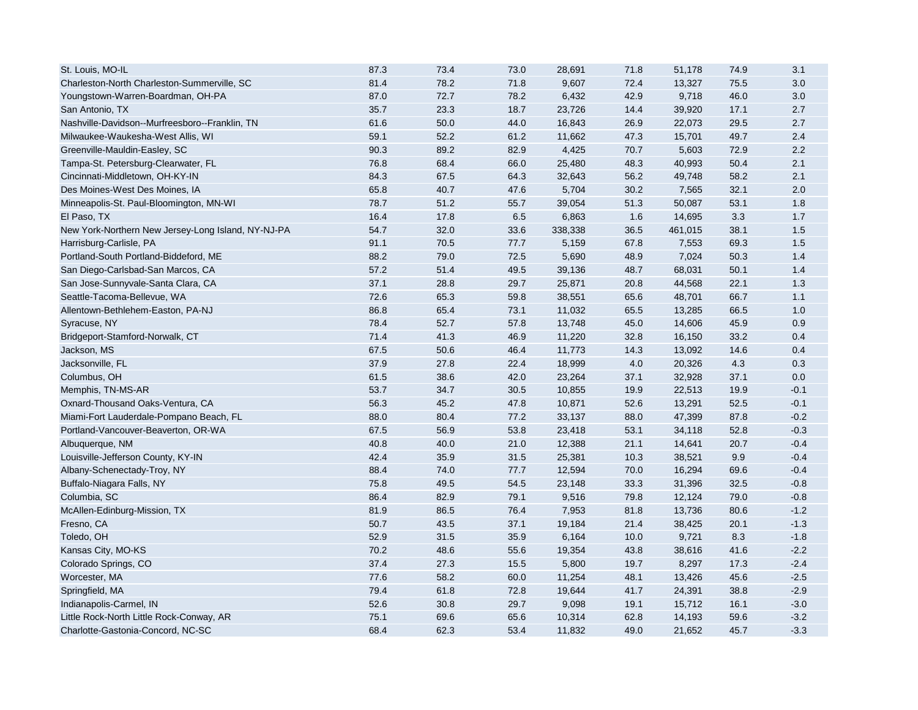| | | | | | | | | |
|---|---|---|---|---|---|---|---|---|
| St. Louis, MO-IL | 87.3 | 73.4 | 73.0 | 28,691 | 71.8 | 51,178 | 74.9 | 3.1 |
| Charleston-North Charleston-Summerville, SC | 81.4 | 78.2 | 71.8 | 9,607 | 72.4 | 13,327 | 75.5 | 3.0 |
| Youngstown-Warren-Boardman, OH-PA | 87.0 | 72.7 | 78.2 | 6,432 | 42.9 | 9,718 | 46.0 | 3.0 |
| San Antonio, TX | 35.7 | 23.3 | 18.7 | 23,726 | 14.4 | 39,920 | 17.1 | 2.7 |
| Nashville-Davidson--Murfreesboro--Franklin, TN | 61.6 | 50.0 | 44.0 | 16,843 | 26.9 | 22,073 | 29.5 | 2.7 |
| Milwaukee-Waukesha-West Allis, WI | 59.1 | 52.2 | 61.2 | 11,662 | 47.3 | 15,701 | 49.7 | 2.4 |
| Greenville-Mauldin-Easley, SC | 90.3 | 89.2 | 82.9 | 4,425 | 70.7 | 5,603 | 72.9 | 2.2 |
| Tampa-St. Petersburg-Clearwater, FL | 76.8 | 68.4 | 66.0 | 25,480 | 48.3 | 40,993 | 50.4 | 2.1 |
| Cincinnati-Middletown, OH-KY-IN | 84.3 | 67.5 | 64.3 | 32,643 | 56.2 | 49,748 | 58.2 | 2.1 |
| Des Moines-West Des Moines, IA | 65.8 | 40.7 | 47.6 | 5,704 | 30.2 | 7,565 | 32.1 | 2.0 |
| Minneapolis-St. Paul-Bloomington, MN-WI | 78.7 | 51.2 | 55.7 | 39,054 | 51.3 | 50,087 | 53.1 | 1.8 |
| El Paso, TX | 16.4 | 17.8 | 6.5 | 6,863 | 1.6 | 14,695 | 3.3 | 1.7 |
| New York-Northern New Jersey-Long Island, NY-NJ-PA | 54.7 | 32.0 | 33.6 | 338,338 | 36.5 | 461,015 | 38.1 | 1.5 |
| Harrisburg-Carlisle, PA | 91.1 | 70.5 | 77.7 | 5,159 | 67.8 | 7,553 | 69.3 | 1.5 |
| Portland-South Portland-Biddeford, ME | 88.2 | 79.0 | 72.5 | 5,690 | 48.9 | 7,024 | 50.3 | 1.4 |
| San Diego-Carlsbad-San Marcos, CA | 57.2 | 51.4 | 49.5 | 39,136 | 48.7 | 68,031 | 50.1 | 1.4 |
| San Jose-Sunnyvale-Santa Clara, CA | 37.1 | 28.8 | 29.7 | 25,871 | 20.8 | 44,568 | 22.1 | 1.3 |
| Seattle-Tacoma-Bellevue, WA | 72.6 | 65.3 | 59.8 | 38,551 | 65.6 | 48,701 | 66.7 | 1.1 |
| Allentown-Bethlehem-Easton, PA-NJ | 86.8 | 65.4 | 73.1 | 11,032 | 65.5 | 13,285 | 66.5 | 1.0 |
| Syracuse, NY | 78.4 | 52.7 | 57.8 | 13,748 | 45.0 | 14,606 | 45.9 | 0.9 |
| Bridgeport-Stamford-Norwalk, CT | 71.4 | 41.3 | 46.9 | 11,220 | 32.8 | 16,150 | 33.2 | 0.4 |
| Jackson, MS | 67.5 | 50.6 | 46.4 | 11,773 | 14.3 | 13,092 | 14.6 | 0.4 |
| Jacksonville, FL | 37.9 | 27.8 | 22.4 | 18,999 | 4.0 | 20,326 | 4.3 | 0.3 |
| Columbus, OH | 61.5 | 38.6 | 42.0 | 23,264 | 37.1 | 32,928 | 37.1 | 0.0 |
| Memphis, TN-MS-AR | 53.7 | 34.7 | 30.5 | 10,855 | 19.9 | 22,513 | 19.9 | -0.1 |
| Oxnard-Thousand Oaks-Ventura, CA | 56.3 | 45.2 | 47.8 | 10,871 | 52.6 | 13,291 | 52.5 | -0.1 |
| Miami-Fort Lauderdale-Pompano Beach, FL | 88.0 | 80.4 | 77.2 | 33,137 | 88.0 | 47,399 | 87.8 | -0.2 |
| Portland-Vancouver-Beaverton, OR-WA | 67.5 | 56.9 | 53.8 | 23,418 | 53.1 | 34,118 | 52.8 | -0.3 |
| Albuquerque, NM | 40.8 | 40.0 | 21.0 | 12,388 | 21.1 | 14,641 | 20.7 | -0.4 |
| Louisville-Jefferson County, KY-IN | 42.4 | 35.9 | 31.5 | 25,381 | 10.3 | 38,521 | 9.9 | -0.4 |
| Albany-Schenectady-Troy, NY | 88.4 | 74.0 | 77.7 | 12,594 | 70.0 | 16,294 | 69.6 | -0.4 |
| Buffalo-Niagara Falls, NY | 75.8 | 49.5 | 54.5 | 23,148 | 33.3 | 31,396 | 32.5 | -0.8 |
| Columbia, SC | 86.4 | 82.9 | 79.1 | 9,516 | 79.8 | 12,124 | 79.0 | -0.8 |
| McAllen-Edinburg-Mission, TX | 81.9 | 86.5 | 76.4 | 7,953 | 81.8 | 13,736 | 80.6 | -1.2 |
| Fresno, CA | 50.7 | 43.5 | 37.1 | 19,184 | 21.4 | 38,425 | 20.1 | -1.3 |
| Toledo, OH | 52.9 | 31.5 | 35.9 | 6,164 | 10.0 | 9,721 | 8.3 | -1.8 |
| Kansas City, MO-KS | 70.2 | 48.6 | 55.6 | 19,354 | 43.8 | 38,616 | 41.6 | -2.2 |
| Colorado Springs, CO | 37.4 | 27.3 | 15.5 | 5,800 | 19.7 | 8,297 | 17.3 | -2.4 |
| Worcester, MA | 77.6 | 58.2 | 60.0 | 11,254 | 48.1 | 13,426 | 45.6 | -2.5 |
| Springfield, MA | 79.4 | 61.8 | 72.8 | 19,644 | 41.7 | 24,391 | 38.8 | -2.9 |
| Indianapolis-Carmel, IN | 52.6 | 30.8 | 29.7 | 9,098 | 19.1 | 15,712 | 16.1 | -3.0 |
| Little Rock-North Little Rock-Conway, AR | 75.1 | 69.6 | 65.6 | 10,314 | 62.8 | 14,193 | 59.6 | -3.2 |
| Charlotte-Gastonia-Concord, NC-SC | 68.4 | 62.3 | 53.4 | 11,832 | 49.0 | 21,652 | 45.7 | -3.3 |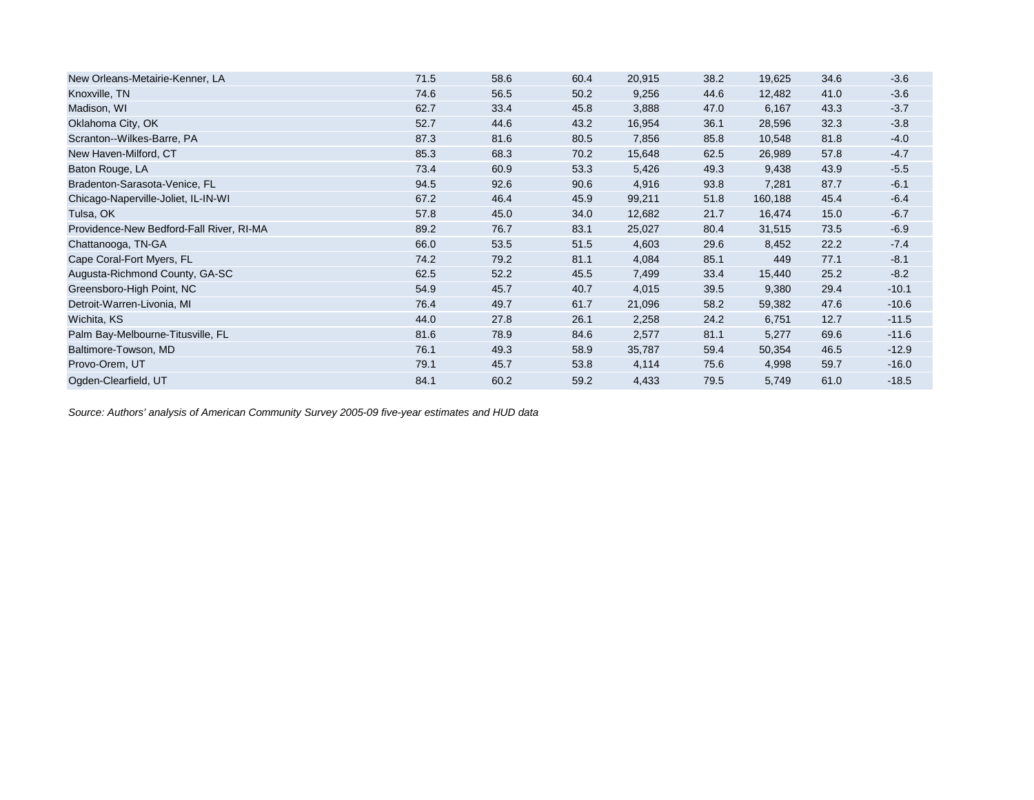| | | | | | | | | |
|---|---|---|---|---|---|---|---|---|
| New Orleans-Metairie-Kenner, LA | 71.5 | 58.6 | 60.4 | 20,915 | 38.2 | 19,625 | 34.6 | -3.6 |
| Knoxville, TN | 74.6 | 56.5 | 50.2 | 9,256 | 44.6 | 12,482 | 41.0 | -3.6 |
| Madison, WI | 62.7 | 33.4 | 45.8 | 3,888 | 47.0 | 6,167 | 43.3 | -3.7 |
| Oklahoma City, OK | 52.7 | 44.6 | 43.2 | 16,954 | 36.1 | 28,596 | 32.3 | -3.8 |
| Scranton--Wilkes-Barre, PA | 87.3 | 81.6 | 80.5 | 7,856 | 85.8 | 10,548 | 81.8 | -4.0 |
| New Haven-Milford, CT | 85.3 | 68.3 | 70.2 | 15,648 | 62.5 | 26,989 | 57.8 | -4.7 |
| Baton Rouge, LA | 73.4 | 60.9 | 53.3 | 5,426 | 49.3 | 9,438 | 43.9 | -5.5 |
| Bradenton-Sarasota-Venice, FL | 94.5 | 92.6 | 90.6 | 4,916 | 93.8 | 7,281 | 87.7 | -6.1 |
| Chicago-Naperville-Joliet, IL-IN-WI | 67.2 | 46.4 | 45.9 | 99,211 | 51.8 | 160,188 | 45.4 | -6.4 |
| Tulsa, OK | 57.8 | 45.0 | 34.0 | 12,682 | 21.7 | 16,474 | 15.0 | -6.7 |
| Providence-New Bedford-Fall River, RI-MA | 89.2 | 76.7 | 83.1 | 25,027 | 80.4 | 31,515 | 73.5 | -6.9 |
| Chattanooga, TN-GA | 66.0 | 53.5 | 51.5 | 4,603 | 29.6 | 8,452 | 22.2 | -7.4 |
| Cape Coral-Fort Myers, FL | 74.2 | 79.2 | 81.1 | 4,084 | 85.1 | 449 | 77.1 | -8.1 |
| Augusta-Richmond County, GA-SC | 62.5 | 52.2 | 45.5 | 7,499 | 33.4 | 15,440 | 25.2 | -8.2 |
| Greensboro-High Point, NC | 54.9 | 45.7 | 40.7 | 4,015 | 39.5 | 9,380 | 29.4 | -10.1 |
| Detroit-Warren-Livonia, MI | 76.4 | 49.7 | 61.7 | 21,096 | 58.2 | 59,382 | 47.6 | -10.6 |
| Wichita, KS | 44.0 | 27.8 | 26.1 | 2,258 | 24.2 | 6,751 | 12.7 | -11.5 |
| Palm Bay-Melbourne-Titusville, FL | 81.6 | 78.9 | 84.6 | 2,577 | 81.1 | 5,277 | 69.6 | -11.6 |
| Baltimore-Towson, MD | 76.1 | 49.3 | 58.9 | 35,787 | 59.4 | 50,354 | 46.5 | -12.9 |
| Provo-Orem, UT | 79.1 | 45.7 | 53.8 | 4,114 | 75.6 | 4,998 | 59.7 | -16.0 |
| Ogden-Clearfield, UT | 84.1 | 60.2 | 59.2 | 4,433 | 79.5 | 5,749 | 61.0 | -18.5 |

*Source: Authors' analysis of American Community Survey 2005-09 five-year estimates and HUD data*